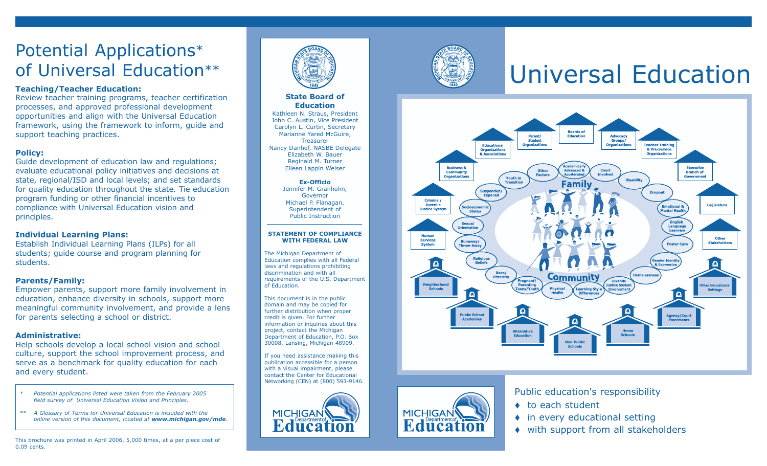# Potential Applications* of Universal Education**

**Teaching/Teacher Education:**
Review teacher training programs, teacher certification processes, and approved professional development opportunities and align with the Universal Education framework, using the framework to inform, guide and support teaching practices.

**Policy:**
Guide development of education law and regulations; evaluate educational policy initiatives and decisions at state, regional/ISD and local levels; and set standards for quality education throughout the state. Tie education program funding or other financial incentives to compliance with Universal Education vision and principles.

**Individual Learning Plans:**
Establish Individual Learning Plans (ILPs) for all students; guide course and program planning for students.

**Parents/Family:**
Empower parents, support more family involvement in education, enhance diversity in schools, support more meaningful community involvement, and provide a lens for parents selecting a school or district.

**Administrative:**
Help schools develop a local school vision and school culture, support the school improvement process, and serve as a benchmark for quality education for each and every student.

\* *Potential applications listed were taken from the February 2005 field survey of Universal Education Vision and Principles.*

\*\* *A Glossary of Terms for Universal Education is included with the online version of this document, located at **www.michigan.gov/mde**.*

This brochure was printed in April 2006, 5,000 times, at a per piece cost of 0.09 cents.

## State Board of Education

Kathleen N. Straus, President
John C. Austin, Vice President
Carolyn L. Curtin, Secretary
Marianne Yared McGuire, Treasurer
Nancy Danhof, NASBE Delegate
Elizabeth W. Bauer
Reginald M. Turner
Eileen Lappin Weiser

**Ex-Officio**
Jennifer M. Granholm, Governor
Michael P. Flanagan, Superintendent of Public Instruction

**STATEMENT OF COMPLIANCE WITH FEDERAL LAW**

The Michigan Department of Education complies with all Federal laws and regulations prohibiting discrimination and with all requirements of the U.S. Department of Education.

This document is in the public domain and may be copied for further distribution when proper credit is given. For further information or inquiries about this project, contact the Michigan Department of Education, P.O. Box 30008, Lansing, Michigan 48909.

If you need assistance making this publication accessible for a person with a visual impairment, please contact the Center for Educational Networking (CEN) at (800) 593-9146.

MICHIGAN Department of Education

# Universal Education

Family
Community

Boards of Education; Parent/Student Organizations; Advocacy Groups/Organizations; Educational Organizations & Associations; Teacher Training & Pre-Service Organizations; Business & Community Organizations; Executive Branch of Government; Criminal/Juvenile Justice System; Legislature; Human Services System; Other Stakeholders

Academically Advanced & Accelerated; Other Factors; Court Involved; Youth in Transition; Disability; Suspended/Expelled; Dropout; Socioeconomic Status; Emotional & Mental Health; Sexual Orientation; English Language Learners; Runaway/Throw-Away; Foster Care; Religious Beliefs; Gender Identity & Expression; Race/Ethnicity; Homelessness; Pregnant/Parenting Teens/Youth; Physical Health; Learning Style Differences; Juvenile Justice System Involvement

Neighborhood Schools; Other Educational Settings; Public School Academies; Agency/Court Placements; Alternative Education; Home Schools; Non-Public Schools

MICHIGAN Department of Education

Public education's responsibility

- to each student
- in every educational setting
- with support from all stakeholders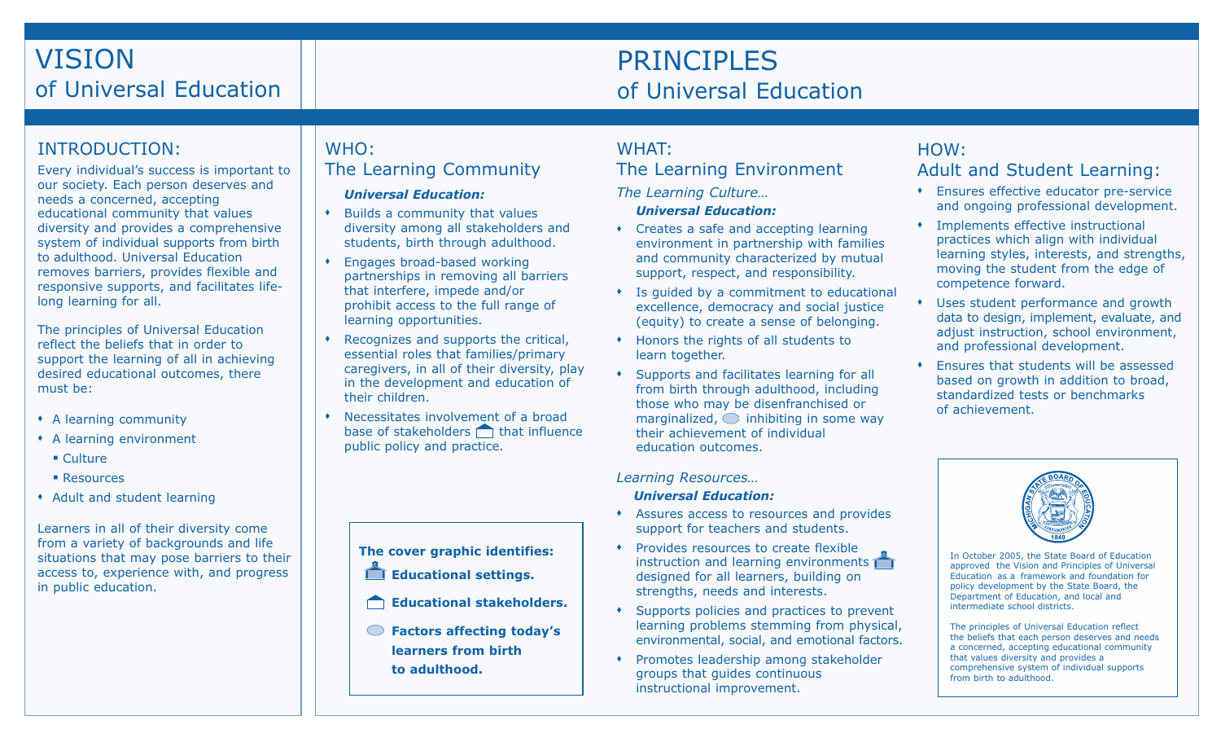# VISION of Universal Education

## INTRODUCTION:

Every individual's success is important to our society. Each person deserves and needs a concerned, accepting educational community that values diversity and provides a comprehensive system of individual supports from birth to adulthood. Universal Education removes barriers, provides flexible and responsive supports, and facilitates life-long learning for all.

The principles of Universal Education reflect the beliefs that in order to support the learning of all in achieving desired educational outcomes, there must be:

- A learning community
- A learning environment
  - Culture
  - Resources
- Adult and student learning

Learners in all of their diversity come from a variety of backgrounds and life situations that may pose barriers to their access to, experience with, and progress in public education.

# PRINCIPLES of Universal Education

## WHO: The Learning Community

***Universal Education:***

- Builds a community that values diversity among all stakeholders and students, birth through adulthood.
- Engages broad-based working partnerships in removing all barriers that interfere, impede and/or prohibit access to the full range of learning opportunities.
- Recognizes and supports the critical, essential roles that families/primary caregivers, in all of their diversity, play in the development and education of their children.
- Necessitates involvement of a broad base of stakeholders that influence public policy and practice.

**The cover graphic identifies:**

**Educational settings.**

**Educational stakeholders.**

**Factors affecting today's learners from birth to adulthood.**

## WHAT: The Learning Environment

*The Learning Culture…*

***Universal Education:***

- Creates a safe and accepting learning environment in partnership with families and community characterized by mutual support, respect, and responsibility.
- Is guided by a commitment to educational excellence, democracy and social justice (equity) to create a sense of belonging.
- Honors the rights of all students to learn together.
- Supports and facilitates learning for all from birth through adulthood, including those who may be disenfranchised or marginalized, inhibiting in some way their achievement of individual education outcomes.

*Learning Resources…*

***Universal Education:***

- Assures access to resources and provides support for teachers and students.
- Provides resources to create flexible instruction and learning environments designed for all learners, building on strengths, needs and interests.
- Supports policies and practices to prevent learning problems stemming from physical, environmental, social, and emotional factors.
- Promotes leadership among stakeholder groups that guides continuous instructional improvement.

## HOW: Adult and Student Learning:

- Ensures effective educator pre-service and ongoing professional development.
- Implements effective instructional practices which align with individual learning styles, interests, and strengths, moving the student from the edge of competence forward.
- Uses student performance and growth data to design, implement, evaluate, and adjust instruction, school environment, and professional development.
- Ensures that students will be assessed based on growth in addition to broad, standardized tests or benchmarks of achievement.

MICHIGAN STATE BOARD OF EDUCATION 1849

In October 2005, the State Board of Education approved the Vision and Principles of Universal Education as a framework and foundation for policy development by the State Board, the Department of Education, and local and intermediate school districts.

The principles of Universal Education reflect the beliefs that each person deserves and needs a concerned, accepting educational community that values diversity and provides a comprehensive system of individual supports from birth to adulthood.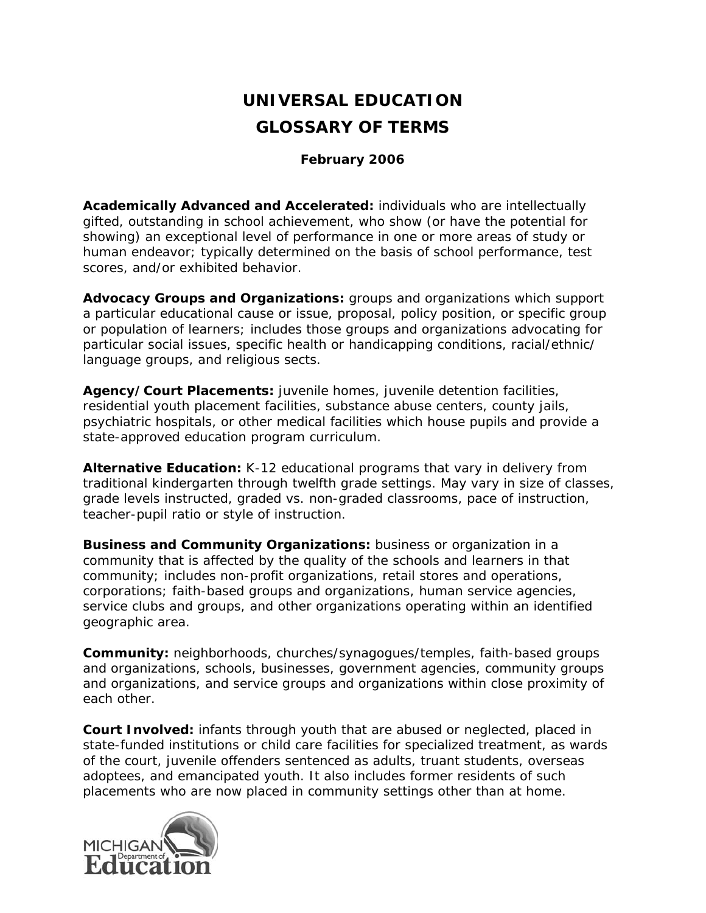# UNIVERSAL EDUCATION
# GLOSSARY OF TERMS

**February 2006**

**Academically Advanced and Accelerated:** individuals who are intellectually gifted, outstanding in school achievement, who show (or have the potential for showing) an exceptional level of performance in one or more areas of study or human endeavor; typically determined on the basis of school performance, test scores, and/or exhibited behavior.

**Advocacy Groups and Organizations:** groups and organizations which support a particular educational cause or issue, proposal, policy position, or specific group or population of learners; includes those groups and organizations advocating for particular social issues, specific health or handicapping conditions, racial/ethnic/ language groups, and religious sects.

**Agency/Court Placements:** juvenile homes, juvenile detention facilities, residential youth placement facilities, substance abuse centers, county jails, psychiatric hospitals, or other medical facilities which house pupils and provide a state-approved education program curriculum.

**Alternative Education:** K-12 educational programs that vary in delivery from traditional kindergarten through twelfth grade settings. May vary in size of classes, grade levels instructed, graded vs. non-graded classrooms, pace of instruction, teacher-pupil ratio or style of instruction.

**Business and Community Organizations:** business or organization in a community that is affected by the quality of the schools and learners in that community; includes non-profit organizations, retail stores and operations, corporations; faith-based groups and organizations, human service agencies, service clubs and groups, and other organizations operating within an identified geographic area.

**Community:** neighborhoods, churches/synagogues/temples, faith-based groups and organizations, schools, businesses, government agencies, community groups and organizations, and service groups and organizations within close proximity of each other.

**Court Involved:** infants through youth that are abused or neglected, placed in state-funded institutions or child care facilities for specialized treatment, as wards of the court, juvenile offenders sentenced as adults, truant students, overseas adoptees, and emancipated youth. It also includes former residents of such placements who are now placed in community settings other than at home.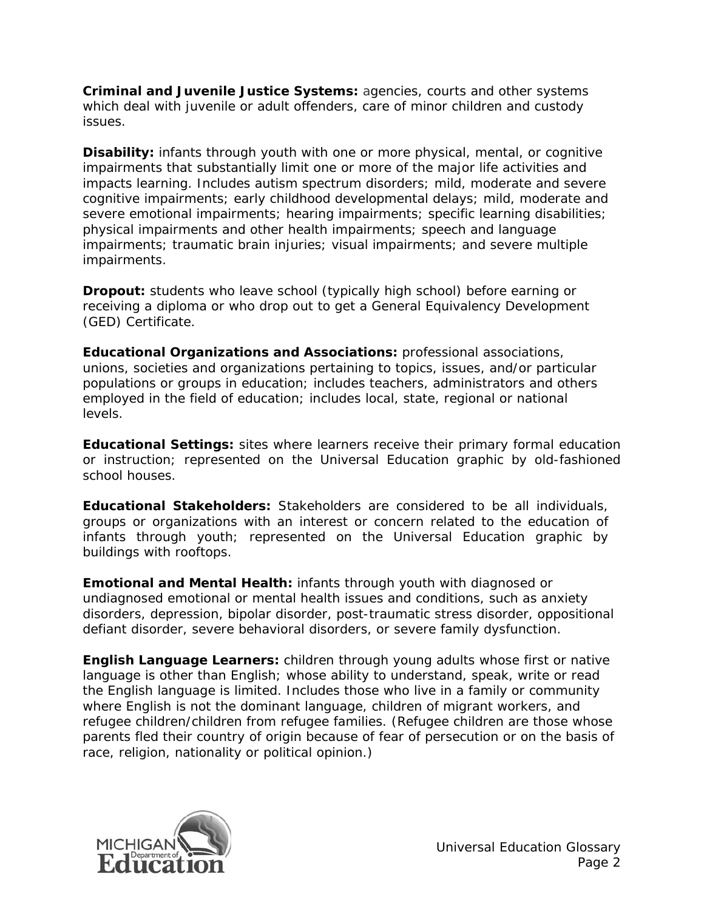**Criminal and Juvenile Justice Systems:** agencies, courts and other systems which deal with juvenile or adult offenders, care of minor children and custody issues.

**Disability:** infants through youth with one or more physical, mental, or cognitive impairments that substantially limit one or more of the major life activities and impacts learning. Includes autism spectrum disorders; mild, moderate and severe cognitive impairments; early childhood developmental delays; mild, moderate and severe emotional impairments; hearing impairments; specific learning disabilities; physical impairments and other health impairments; speech and language impairments; traumatic brain injuries; visual impairments; and severe multiple impairments.

**Dropout:** students who leave school (typically high school) before earning or receiving a diploma or who drop out to get a General Equivalency Development (GED) Certificate.

**Educational Organizations and Associations:** professional associations, unions, societies and organizations pertaining to topics, issues, and/or particular populations or groups in education; includes teachers, administrators and others employed in the field of education; includes local, state, regional or national levels.

**Educational Settings:** sites where learners receive their primary formal education or instruction; represented on the Universal Education graphic by old-fashioned school houses.

**Educational Stakeholders:** Stakeholders are considered to be all individuals, groups or organizations with an interest or concern related to the education of infants through youth; represented on the Universal Education graphic by buildings with rooftops.

**Emotional and Mental Health:** infants through youth with diagnosed or undiagnosed emotional or mental health issues and conditions, such as anxiety disorders, depression, bipolar disorder, post-traumatic stress disorder, oppositional defiant disorder, severe behavioral disorders, or severe family dysfunction.

**English Language Learners:** children through young adults whose first or native language is other than English; whose ability to understand, speak, write or read the English language is limited. Includes those who live in a family or community where English is not the dominant language, children of migrant workers, and refugee children/children from refugee families. (Refugee children are those whose parents fled their country of origin because of fear of persecution or on the basis of race, religion, nationality or political opinion.)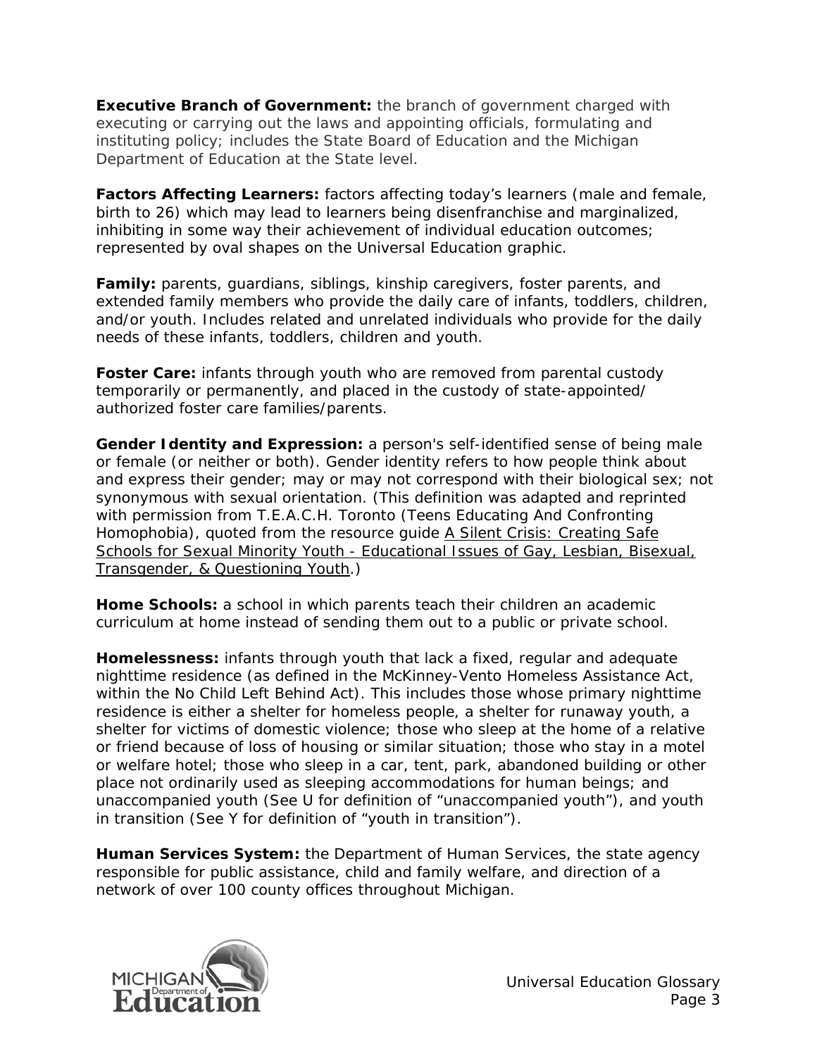**Executive Branch of Government:** the branch of government charged with executing or carrying out the laws and appointing officials, formulating and instituting policy; includes the State Board of Education and the Michigan Department of Education at the State level.

**Factors Affecting Learners:** factors affecting today's learners (male and female, birth to 26) which may lead to learners being disenfranchise and marginalized, inhibiting in some way their achievement of individual education outcomes; represented by oval shapes on the Universal Education graphic.

**Family:** parents, guardians, siblings, kinship caregivers, foster parents, and extended family members who provide the daily care of infants, toddlers, children, and/or youth. Includes related and unrelated individuals who provide for the daily needs of these infants, toddlers, children and youth.

**Foster Care:** infants through youth who are removed from parental custody temporarily or permanently, and placed in the custody of state-appointed/ authorized foster care families/parents.

**Gender Identity and Expression:** a person's self-identified sense of being male or female (or neither or both). Gender identity refers to how people think about and express their gender; may or may not correspond with their biological sex; not synonymous with sexual orientation. (This definition was adapted and reprinted with permission from T.E.A.C.H. Toronto (Teens Educating And Confronting Homophobia), quoted from the resource guide A Silent Crisis: Creating Safe Schools for Sexual Minority Youth - Educational Issues of Gay, Lesbian, Bisexual, Transgender, & Questioning Youth.)

**Home Schools:** a school in which parents teach their children an academic curriculum at home instead of sending them out to a public or private school.

**Homelessness:** infants through youth that lack a fixed, regular and adequate nighttime residence (as defined in the McKinney-Vento Homeless Assistance Act, within the No Child Left Behind Act). This includes those whose primary nighttime residence is either a shelter for homeless people, a shelter for runaway youth, a shelter for victims of domestic violence; those who sleep at the home of a relative or friend because of loss of housing or similar situation; those who stay in a motel or welfare hotel; those who sleep in a car, tent, park, abandoned building or other place not ordinarily used as sleeping accommodations for human beings; and unaccompanied youth (See U for definition of "unaccompanied youth"), and youth in transition (See Y for definition of "youth in transition").

**Human Services System:** the Department of Human Services, the state agency responsible for public assistance, child and family welfare, and direction of a network of over 100 county offices throughout Michigan.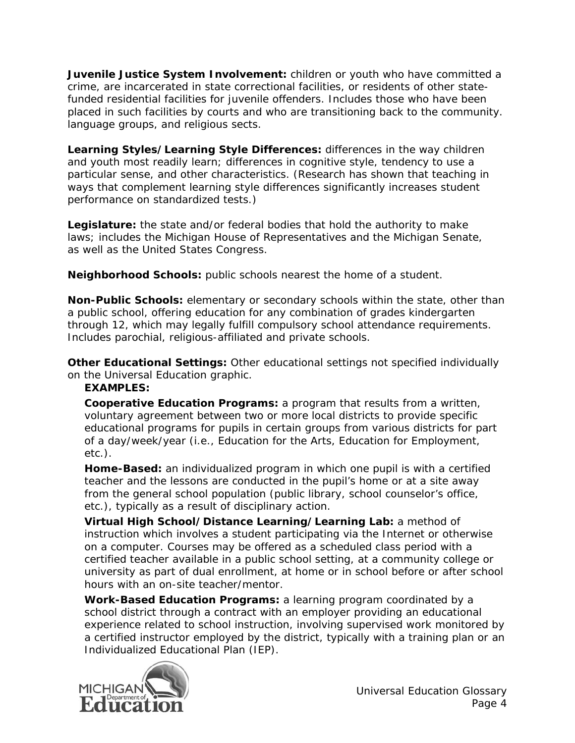**Juvenile Justice System Involvement:** children or youth who have committed a crime, are incarcerated in state correctional facilities, or residents of other state-funded residential facilities for juvenile offenders. Includes those who have been placed in such facilities by courts and who are transitioning back to the community. language groups, and religious sects.

**Learning Styles/Learning Style Differences:** differences in the way children and youth most readily learn; differences in cognitive style, tendency to use a particular sense, and other characteristics. (Research has shown that teaching in ways that complement learning style differences significantly increases student performance on standardized tests.)

**Legislature:** the state and/or federal bodies that hold the authority to make laws; includes the Michigan House of Representatives and the Michigan Senate, as well as the United States Congress.

**Neighborhood Schools:** public schools nearest the home of a student.

**Non-Public Schools:** elementary or secondary schools within the state, other than a public school, offering education for any combination of grades kindergarten through 12, which may legally fulfill compulsory school attendance requirements. Includes parochial, religious-affiliated and private schools.

**Other Educational Settings:** Other educational settings not specified individually on the Universal Education graphic.

**EXAMPLES:**

**Cooperative Education Programs:** a program that results from a written, voluntary agreement between two or more local districts to provide specific educational programs for pupils in certain groups from various districts for part of a day/week/year (i.e., Education for the Arts, Education for Employment, etc.).

**Home-Based:** an individualized program in which one pupil is with a certified teacher and the lessons are conducted in the pupil's home or at a site away from the general school population (public library, school counselor's office, etc.), typically as a result of disciplinary action.

**Virtual High School/Distance Learning/Learning Lab:** a method of instruction which involves a student participating via the Internet or otherwise on a computer. Courses may be offered as a scheduled class period with a certified teacher available in a public school setting, at a community college or university as part of dual enrollment, at home or in school before or after school hours with an on-site teacher/mentor.

**Work-Based Education Programs:** a learning program coordinated by a school district through a contract with an employer providing an educational experience related to school instruction, involving supervised work monitored by a certified instructor employed by the district, typically with a training plan or an Individualized Educational Plan (IEP).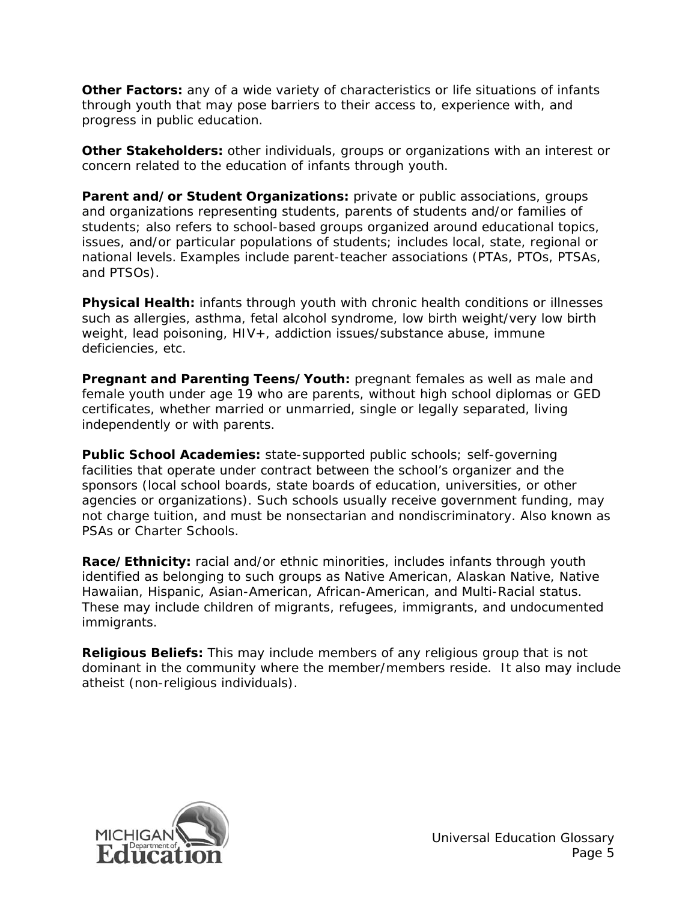**Other Factors:** any of a wide variety of characteristics or life situations of infants through youth that may pose barriers to their access to, experience with, and progress in public education.

**Other Stakeholders:** other individuals, groups or organizations with an interest or concern related to the education of infants through youth.

**Parent and/or Student Organizations:** private or public associations, groups and organizations representing students, parents of students and/or families of students; also refers to school-based groups organized around educational topics, issues, and/or particular populations of students; includes local, state, regional or national levels. Examples include parent-teacher associations (PTAs, PTOs, PTSAs, and PTSOs).

**Physical Health:** infants through youth with chronic health conditions or illnesses such as allergies, asthma, fetal alcohol syndrome, low birth weight/very low birth weight, lead poisoning, HIV+, addiction issues/substance abuse, immune deficiencies, etc.

**Pregnant and Parenting Teens/Youth:** pregnant females as well as male and female youth under age 19 who are parents, without high school diplomas or GED certificates, whether married or unmarried, single or legally separated, living independently or with parents.

**Public School Academies:** state-supported public schools; self-governing facilities that operate under contract between the school's organizer and the sponsors (local school boards, state boards of education, universities, or other agencies or organizations). Such schools usually receive government funding, may not charge tuition, and must be nonsectarian and nondiscriminatory. Also known as PSAs or Charter Schools.

**Race/Ethnicity:** racial and/or ethnic minorities, includes infants through youth identified as belonging to such groups as Native American, Alaskan Native, Native Hawaiian, Hispanic, Asian-American, African-American, and Multi-Racial status. These may include children of migrants, refugees, immigrants, and undocumented immigrants.

**Religious Beliefs:** This may include members of any religious group that is not dominant in the community where the member/members reside. It also may include atheist (non-religious individuals).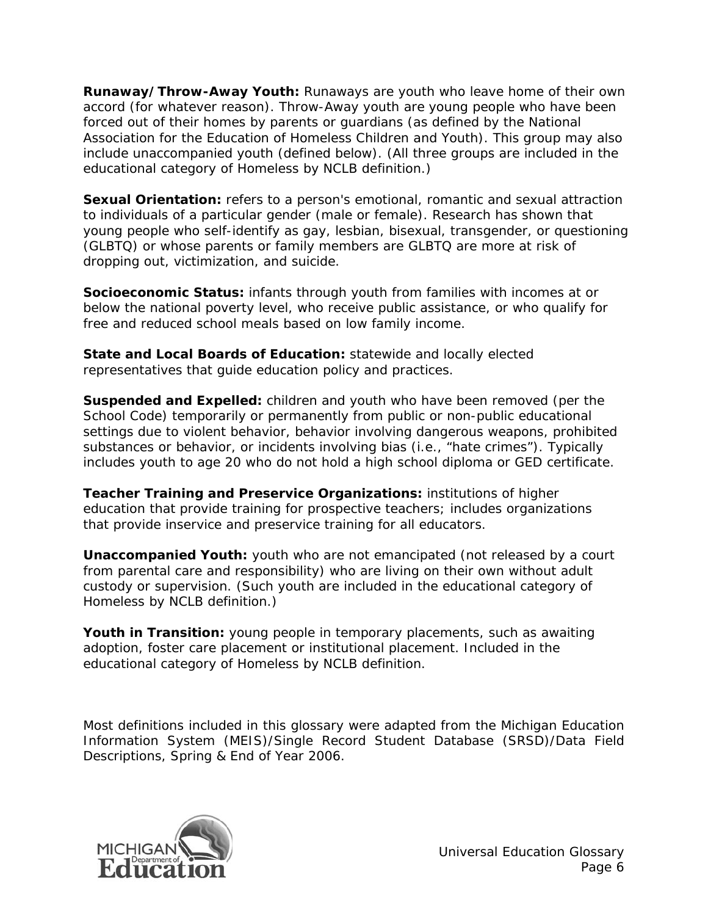**Runaway/Throw-Away Youth:** Runaways are youth who leave home of their own accord (for whatever reason). Throw-Away youth are young people who have been forced out of their homes by parents or guardians (as defined by the National Association for the Education of Homeless Children and Youth). This group may also include unaccompanied youth (defined below). (All three groups are included in the educational category of Homeless by NCLB definition.)

**Sexual Orientation:** refers to a person's emotional, romantic and sexual attraction to individuals of a particular gender (male or female). Research has shown that young people who self-identify as gay, lesbian, bisexual, transgender, or questioning (GLBTQ) or whose parents or family members are GLBTQ are more at risk of dropping out, victimization, and suicide.

**Socioeconomic Status:** infants through youth from families with incomes at or below the national poverty level, who receive public assistance, or who qualify for free and reduced school meals based on low family income.

**State and Local Boards of Education:** statewide and locally elected representatives that guide education policy and practices.

**Suspended and Expelled:** children and youth who have been removed (per the School Code) temporarily or permanently from public or non-public educational settings due to violent behavior, behavior involving dangerous weapons, prohibited substances or behavior, or incidents involving bias (i.e., "hate crimes"). Typically includes youth to age 20 who do not hold a high school diploma or GED certificate.

**Teacher Training and Preservice Organizations:** institutions of higher education that provide training for prospective teachers; includes organizations that provide inservice and preservice training for all educators.

**Unaccompanied Youth:** youth who are not emancipated (not released by a court from parental care and responsibility) who are living on their own without adult custody or supervision. (Such youth are included in the educational category of Homeless by NCLB definition.)

**Youth in Transition:** young people in temporary placements, such as awaiting adoption, foster care placement or institutional placement. Included in the educational category of Homeless by NCLB definition.

Most definitions included in this glossary were adapted from the Michigan Education Information System (MEIS)/Single Record Student Database (SRSD)/Data Field Descriptions, Spring & End of Year 2006.